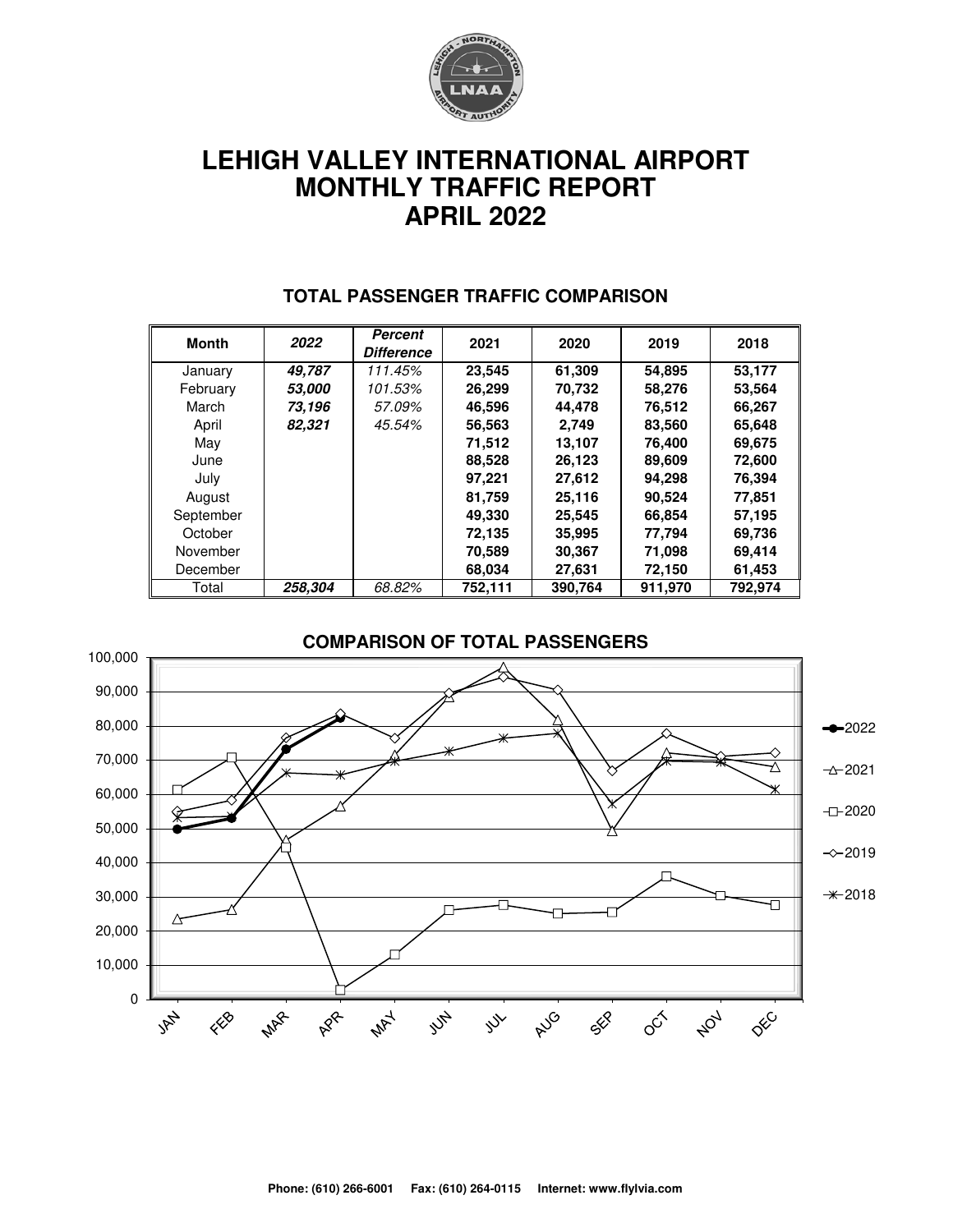# LEHIGH VALLEY INTERNATIONAL AIRPORT
# MONTHLY TRAFFIC REPORT
# APRIL 2022

## TOTAL PASSENGER TRAFFIC COMPARISON

| Month | *2022* | *Percent Difference* | 2021 | 2020 | 2019 | 2018 |
|---|---|---|---|---|---|---|
| January | ***49,787*** | *111.45%* | **23,545** | **61,309** | **54,895** | **53,177** |
| February | ***53,000*** | *101.53%* | **26,299** | **70,732** | **58,276** | **53,564** |
| March | ***73,196*** | *57.09%* | **46,596** | **44,478** | **76,512** | **66,267** |
| April | ***82,321*** | *45.54%* | **56,563** | **2,749** | **83,560** | **65,648** |
| May | | | **71,512** | **13,107** | **76,400** | **69,675** |
| June | | | **88,528** | **26,123** | **89,609** | **72,600** |
| July | | | **97,221** | **27,612** | **94,298** | **76,394** |
| August | | | **81,759** | **25,116** | **90,524** | **77,851** |
| September | | | **49,330** | **25,545** | **66,854** | **57,195** |
| October | | | **72,135** | **35,995** | **77,794** | **69,736** |
| November | | | **70,589** | **30,367** | **71,098** | **69,414** |
| December | | | **68,034** | **27,631** | **72,150** | **61,453** |
| Total | ***258,304*** | *68.82%* | **752,111** | **390,764** | **911,970** | **792,974** |

## COMPARISON OF TOTAL PASSENGERS

**Phone: (610) 266-6001 Fax: (610) 264-0115 Internet: www.flylvia.com**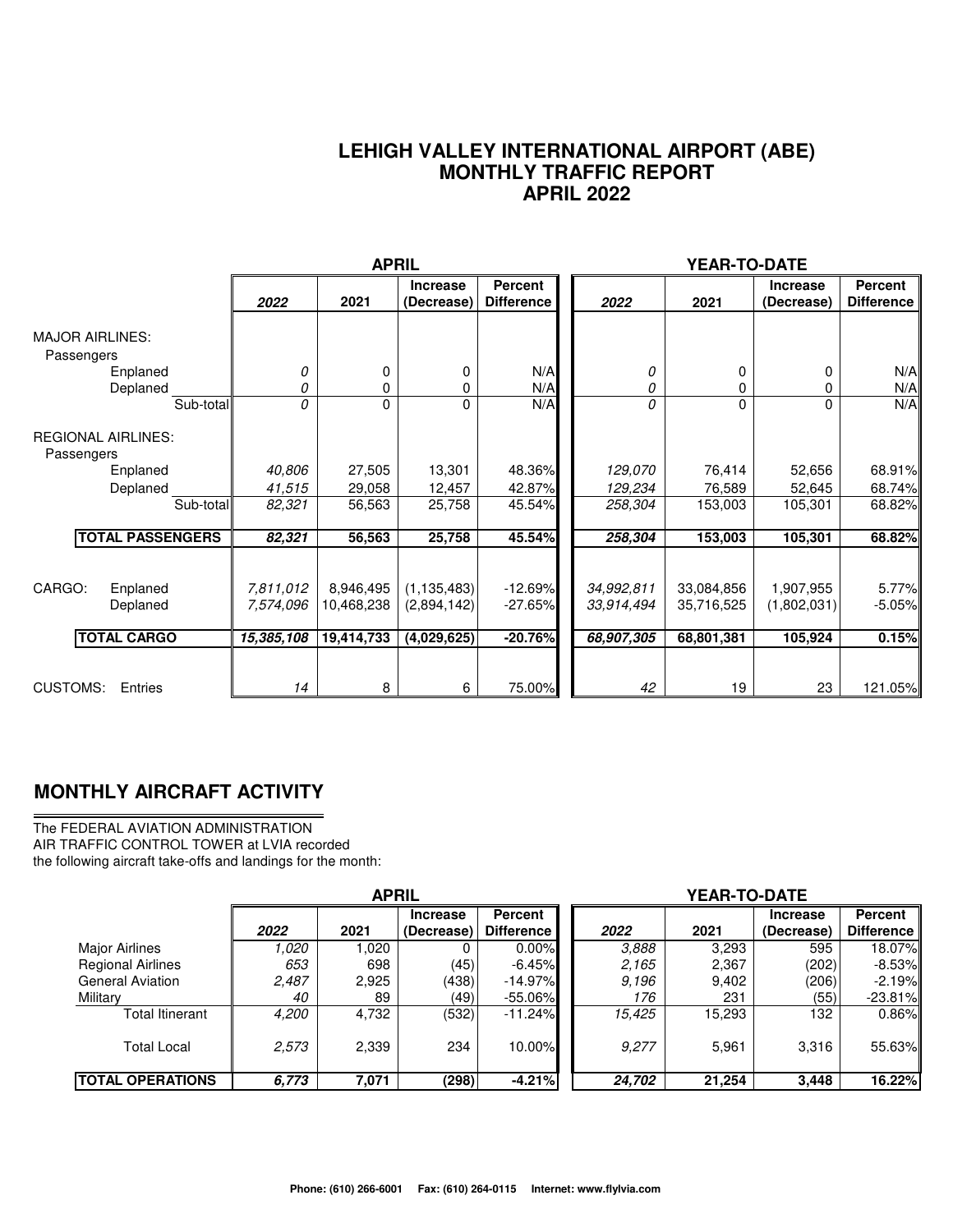# LEHIGH VALLEY INTERNATIONAL AIRPORT (ABE)
## MONTHLY TRAFFIC REPORT
## APRIL 2022

| | APRIL | | | | YEAR-TO-DATE | | | |
|---|---|---|---|---|---|---|---|---|
| | *2022* | 2021 | Increase (Decrease) | Percent Difference | *2022* | 2021 | Increase (Decrease) | Percent Difference |
| **MAJOR AIRLINES:** | | | | | | | | |
| Passengers | | | | | | | | |
| Enplaned | *0* | 0 | 0 | N/A | *0* | 0 | 0 | N/A |
| Deplaned | *0* | 0 | 0 | N/A | *0* | 0 | 0 | N/A |
| Sub-total | *0* | 0 | 0 | N/A | *0* | 0 | 0 | N/A |
| **REGIONAL AIRLINES:** | | | | | | | | |
| Passengers | | | | | | | | |
| Enplaned | *40,806* | 27,505 | 13,301 | 48.36% | *129,070* | 76,414 | 52,656 | 68.91% |
| Deplaned | *41,515* | 29,058 | 12,457 | 42.87% | *129,234* | 76,589 | 52,645 | 68.74% |
| Sub-total | *82,321* | 56,563 | 25,758 | 45.54% | *258,304* | 153,003 | 105,301 | 68.82% |
| **TOTAL PASSENGERS** | ***82,321*** | **56,563** | **25,758** | **45.54%** | ***258,304*** | **153,003** | **105,301** | **68.82%** |
| CARGO: Enplaned | *7,811,012* | 8,946,495 | (1,135,483) | -12.69% | *34,992,811* | 33,084,856 | 1,907,955 | 5.77% |
| Deplaned | *7,574,096* | 10,468,238 | (2,894,142) | -27.65% | *33,914,494* | 35,716,525 | (1,802,031) | -5.05% |
| **TOTAL CARGO** | ***15,385,108*** | **19,414,733** | **(4,029,625)** | **-20.76%** | ***68,907,305*** | **68,801,381** | **105,924** | **0.15%** |
| CUSTOMS: Entries | *14* | 8 | 6 | 75.00% | *42* | 19 | 23 | 121.05% |

## MONTHLY AIRCRAFT ACTIVITY

The FEDERAL AVIATION ADMINISTRATION
AIR TRAFFIC CONTROL TOWER at LVIA recorded
the following aircraft take-offs and landings for the month:

| | APRIL | | | | YEAR-TO-DATE | | | |
|---|---|---|---|---|---|---|---|---|
| | *2022* | 2021 | Increase (Decrease) | Percent Difference | *2022* | 2021 | Increase (Decrease) | Percent Difference |
| Major Airlines | *1,020* | 1,020 | 0 | 0.00% | *3,888* | 3,293 | 595 | 18.07% |
| Regional Airlines | *653* | 698 | (45) | -6.45% | *2,165* | 2,367 | (202) | -8.53% |
| General Aviation | *2,487* | 2,925 | (438) | -14.97% | *9,196* | 9,402 | (206) | -2.19% |
| Military | *40* | 89 | (49) | -55.06% | *176* | 231 | (55) | -23.81% |
| Total Itinerant | *4,200* | 4,732 | (532) | -11.24% | *15,425* | 15,293 | 132 | 0.86% |
| Total Local | *2,573* | 2,339 | 234 | 10.00% | *9,277* | 5,961 | 3,316 | 55.63% |
| **TOTAL OPERATIONS** | ***6,773*** | **7,071** | **(298)** | **-4.21%** | ***24,702*** | **21,254** | **3,448** | **16.22%** |

**Phone: (610) 266-6001 Fax: (610) 264-0115 Internet: www.flylvia.com**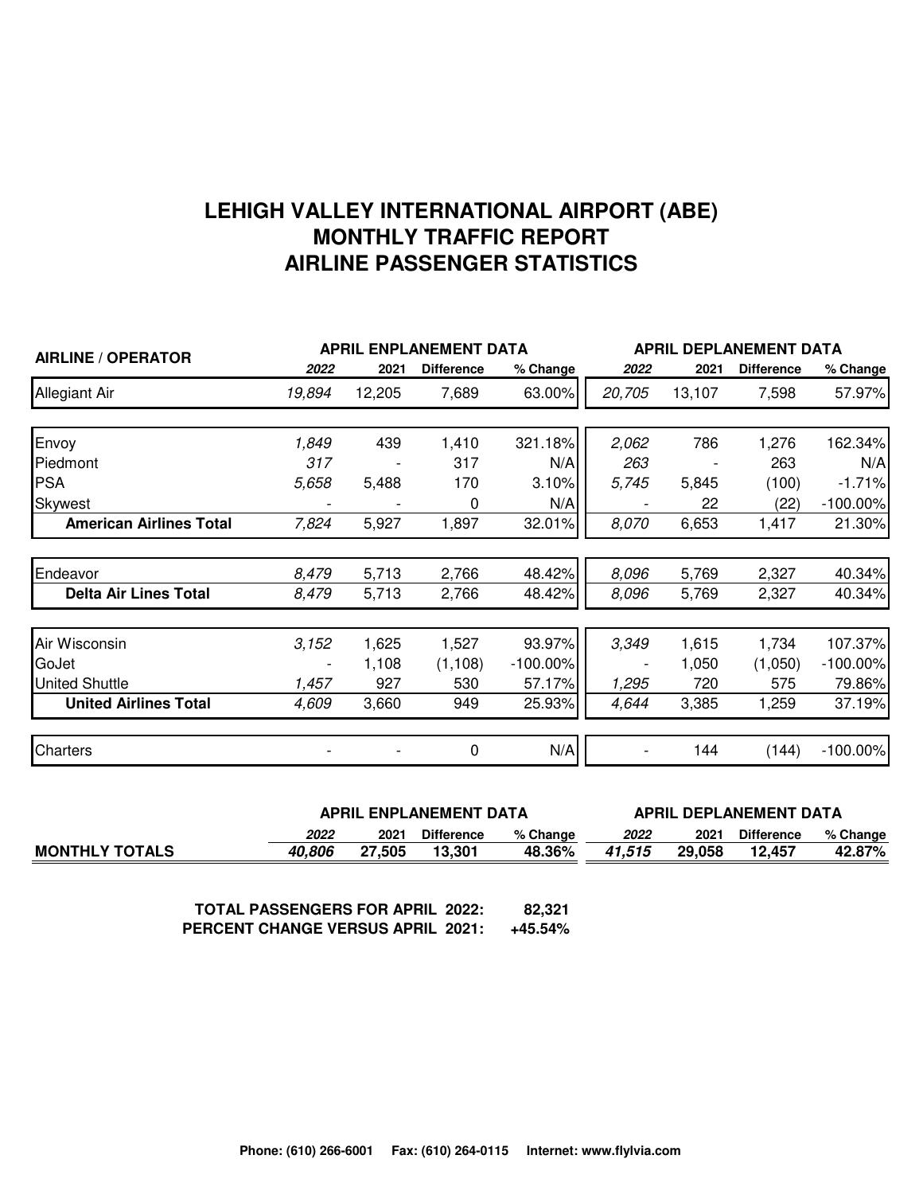# LEHIGH VALLEY INTERNATIONAL AIRPORT (ABE)
# MONTHLY TRAFFIC REPORT
# AIRLINE PASSENGER STATISTICS

| AIRLINE / OPERATOR | APRIL ENPLANEMENT DATA | | | | APRIL DEPLANEMENT DATA | | | |
|---|---|---|---|---|---|---|---|---|
| | *2022* | 2021 | Difference | % Change | *2022* | 2021 | Difference | % Change |
| Allegiant Air | *19,894* | 12,205 | 7,689 | 63.00% | *20,705* | 13,107 | 7,598 | 57.97% |
| Envoy | *1,849* | 439 | 1,410 | 321.18% | *2,062* | 786 | 1,276 | 162.34% |
| Piedmont | *317* | - | 317 | N/A | *263* | - | 263 | N/A |
| PSA | *5,658* | 5,488 | 170 | 3.10% | *5,745* | 5,845 | (100) | -1.71% |
| Skywest | - | - | 0 | N/A | - | 22 | (22) | -100.00% |
| **American Airlines Total** | *7,824* | 5,927 | 1,897 | 32.01% | *8,070* | 6,653 | 1,417 | 21.30% |
| Endeavor | *8,479* | 5,713 | 2,766 | 48.42% | *8,096* | 5,769 | 2,327 | 40.34% |
| **Delta Air Lines Total** | *8,479* | 5,713 | 2,766 | 48.42% | *8,096* | 5,769 | 2,327 | 40.34% |
| Air Wisconsin | *3,152* | 1,625 | 1,527 | 93.97% | *3,349* | 1,615 | 1,734 | 107.37% |
| GoJet | - | 1,108 | (1,108) | -100.00% | - | 1,050 | (1,050) | -100.00% |
| United Shuttle | *1,457* | 927 | 530 | 57.17% | *1,295* | 720 | 575 | 79.86% |
| **United Airlines Total** | *4,609* | 3,660 | 949 | 25.93% | *4,644* | 3,385 | 1,259 | 37.19% |
| Charters | - | - | 0 | N/A | - | 144 | (144) | -100.00% |

| | APRIL ENPLANEMENT DATA | | | | APRIL DEPLANEMENT DATA | | | |
|---|---|---|---|---|---|---|---|---|
| | *2022* | 2021 | Difference | % Change | *2022* | 2021 | Difference | % Change |
| **MONTHLY TOTALS** | ***40,806*** | **27,505** | **13,301** | **48.36%** | ***41,515*** | **29,058** | **12,457** | **42.87%** |

**TOTAL PASSENGERS FOR APRIL 2022: 82,321**
**PERCENT CHANGE VERSUS APRIL 2021: +45.54%**

**Phone: (610) 266-6001 Fax: (610) 264-0115 Internet: www.flylvia.com**